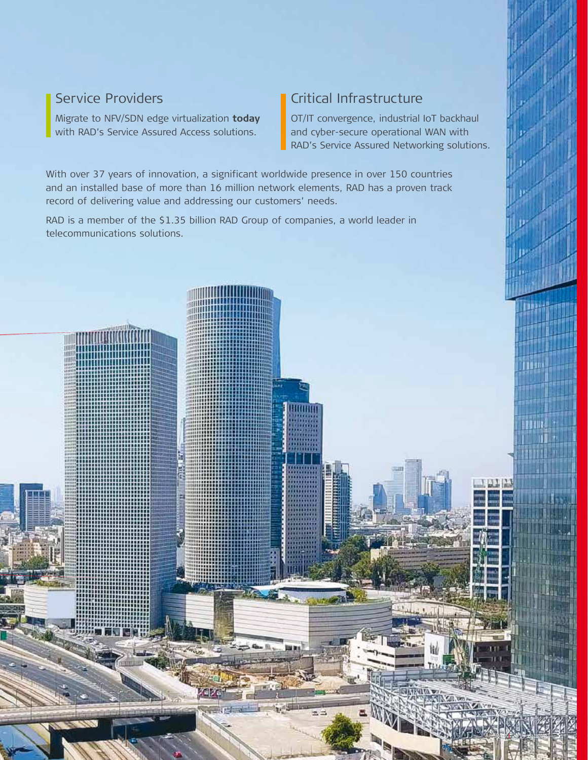## Service Providers

Migrate to NFV/SDN edge virtualization **today** with RAD's Service Assured Access solutions.

## Critical Infrastructure

OT/IT convergence, industrial IoT backhaul and cyber-secure operational WAN with RAD's Service Assured Networking solutions.

With over 37 years of innovation, a significant worldwide presence in over 150 countries and an installed base of more than 16 million network elements, RAD has a proven track record of delivering value and addressing our customers' needs.

RAD is a member of the $1.35 billion RAD Group of companies, a world leader in telecommunications solutions.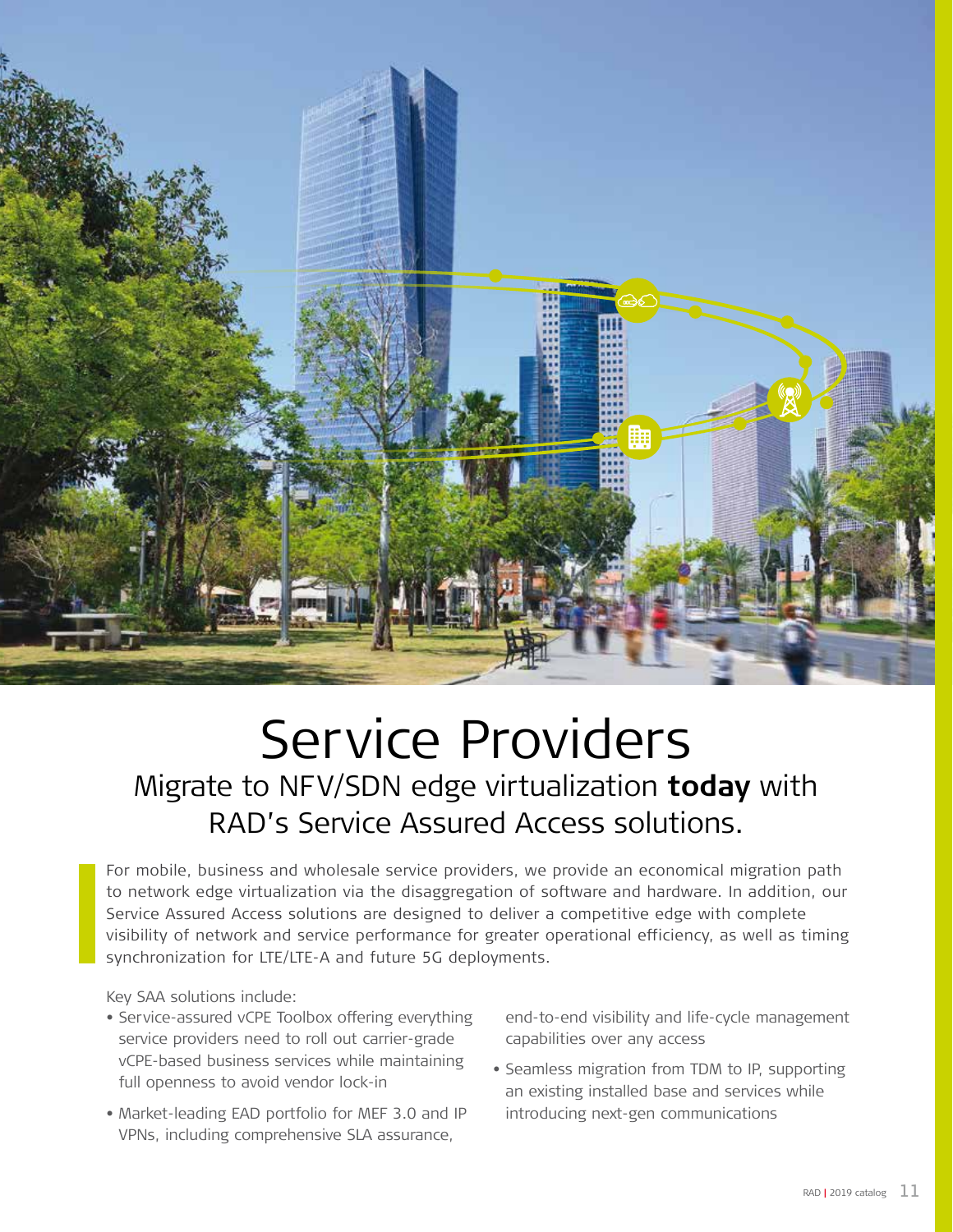# Service Providers

## Migrate to NFV/SDN edge virtualization **today** with RAD's Service Assured Access solutions.

For mobile, business and wholesale service providers, we provide an economical migration path to network edge virtualization via the disaggregation of software and hardware. In addition, our Service Assured Access solutions are designed to deliver a competitive edge with complete visibility of network and service performance for greater operational efficiency, as well as timing synchronization for LTE/LTE-A and future 5G deployments.

Key SAA solutions include:

- Service-assured vCPE Toolbox offering everything service providers need to roll out carrier-grade vCPE-based business services while maintaining full openness to avoid vendor lock-in
- Market-leading EAD portfolio for MEF 3.0 and IP VPNs, including comprehensive SLA assurance, end-to-end visibility and life-cycle management capabilities over any access
- Seamless migration from TDM to IP, supporting an existing installed base and services while introducing next-gen communications